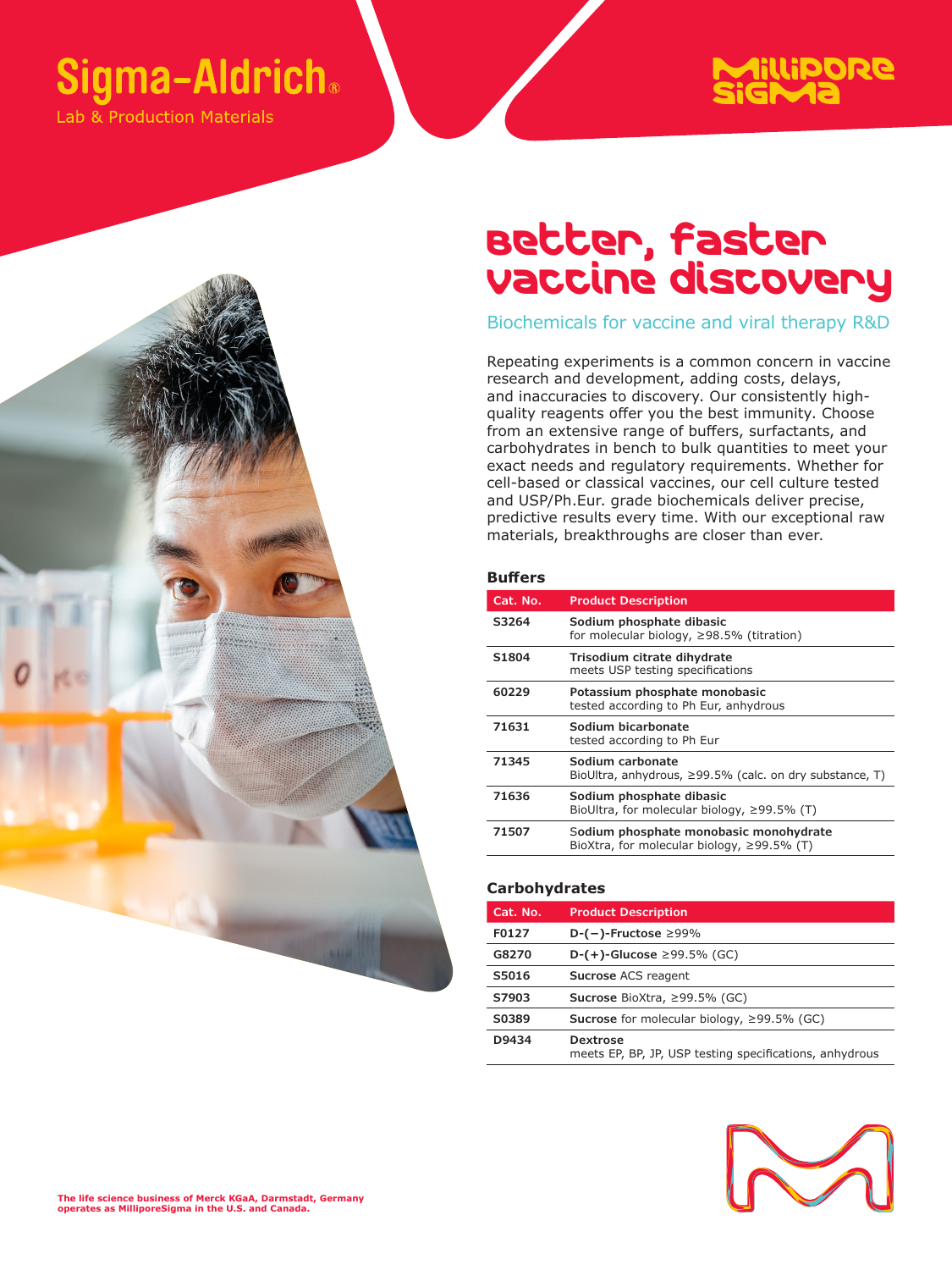Sigma-Aldrich®

Lab & Production Materials

MilliporeSigma

# Better, faster vaccine discovery

## Biochemicals for vaccine and viral therapy R&D

Repeating experiments is a common concern in vaccine research and development, adding costs, delays, and inaccuracies to discovery. Our consistently high-quality reagents offer you the best immunity. Choose from an extensive range of buffers, surfactants, and carbohydrates in bench to bulk quantities to meet your exact needs and regulatory requirements. Whether for cell-based or classical vaccines, our cell culture tested and USP/Ph.Eur. grade biochemicals deliver precise, predictive results every time. With our exceptional raw materials, breakthroughs are closer than ever.

### Buffers

| Cat. No. | Product Description |
|---|---|
| S3264 | **Sodium phosphate dibasic** for molecular biology, ≥98.5% (titration) |
| S1804 | **Trisodium citrate dihydrate** meets USP testing specifications |
| 60229 | **Potassium phosphate monobasic** tested according to Ph Eur, anhydrous |
| 71631 | **Sodium bicarbonate** tested according to Ph Eur |
| 71345 | **Sodium carbonate** BioUltra, anhydrous, ≥99.5% (calc. on dry substance, T) |
| 71636 | **Sodium phosphate dibasic** BioUltra, for molecular biology, ≥99.5% (T) |
| 71507 | **Sodium phosphate monobasic monohydrate** BioXtra, for molecular biology, ≥99.5% (T) |

### Carbohydrates

| Cat. No. | Product Description |
|---|---|
| F0127 | **D-(−)-Fructose** ≥99% |
| G8270 | **D-(+)-Glucose** ≥99.5% (GC) |
| S5016 | **Sucrose** ACS reagent |
| S7903 | **Sucrose** BioXtra, ≥99.5% (GC) |
| S0389 | **Sucrose** for molecular biology, ≥99.5% (GC) |
| D9434 | **Dextrose** meets EP, BP, JP, USP testing specifications, anhydrous |

**The life science business of Merck KGaA, Darmstadt, Germany operates as MilliporeSigma in the U.S. and Canada.**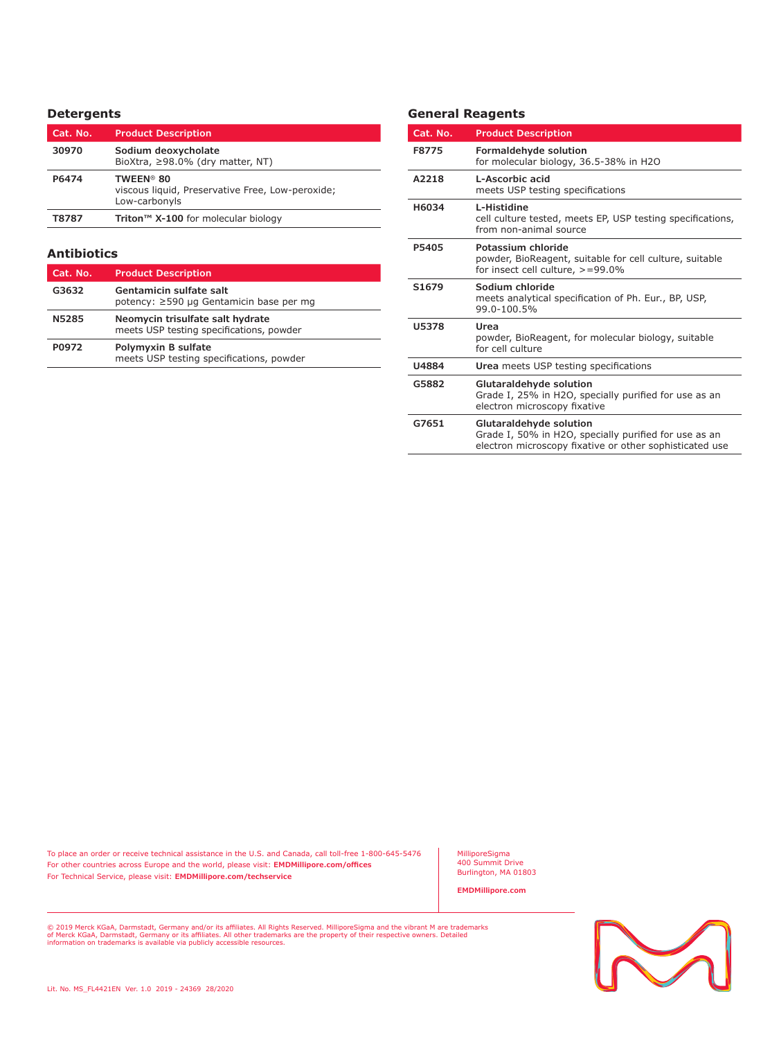## Detergents

| Cat. No. | Product Description |
| --- | --- |
| 30970 | **Sodium deoxycholate** BioXtra, ≥98.0% (dry matter, NT) |
| P6474 | **TWEEN® 80** viscous liquid, Preservative Free, Low-peroxide; Low-carbonyls |
| T8787 | **Triton™ X-100** for molecular biology |

## Antibiotics

| Cat. No. | Product Description |
| --- | --- |
| G3632 | **Gentamicin sulfate salt** potency: ≥590 μg Gentamicin base per mg |
| N5285 | **Neomycin trisulfate salt hydrate** meets USP testing specifications, powder |
| P0972 | **Polymyxin B sulfate** meets USP testing specifications, powder |

## General Reagents

| Cat. No. | Product Description |
| --- | --- |
| F8775 | **Formaldehyde solution** for molecular biology, 36.5-38% in H2O |
| A2218 | **L-Ascorbic acid** meets USP testing specifications |
| H6034 | **L-Histidine** cell culture tested, meets EP, USP testing specifications, from non-animal source |
| P5405 | **Potassium chloride** powder, BioReagent, suitable for cell culture, suitable for insect cell culture, >=99.0% |
| S1679 | **Sodium chloride** meets analytical specification of Ph. Eur., BP, USP, 99.0-100.5% |
| U5378 | **Urea** powder, BioReagent, for molecular biology, suitable for cell culture |
| U4884 | **Urea** meets USP testing specifications |
| G5882 | **Glutaraldehyde solution** Grade I, 25% in H2O, specially purified for use as an electron microscopy fixative |
| G7651 | **Glutaraldehyde solution** Grade I, 50% in H2O, specially purified for use as an electron microscopy fixative or other sophisticated use |

To place an order or receive technical assistance in the U.S. and Canada, call toll-free 1-800-645-5476
For other countries across Europe and the world, please visit: **EMDMillipore.com/offices**
For Technical Service, please visit: **EMDMillipore.com/techservice**

MilliporeSigma
400 Summit Drive
Burlington, MA 01803

**EMDMillipore.com**

© 2019 Merck KGaA, Darmstadt, Germany and/or its affiliates. All Rights Reserved. MilliporeSigma and the vibrant M are trademarks of Merck KGaA, Darmstadt, Germany or its affiliates. All other trademarks are the property of their respective owners. Detailed information on trademarks is available via publicly accessible resources.

Lit. No. MS_FL4421EN Ver. 1.0 2019 - 24369 28/2020